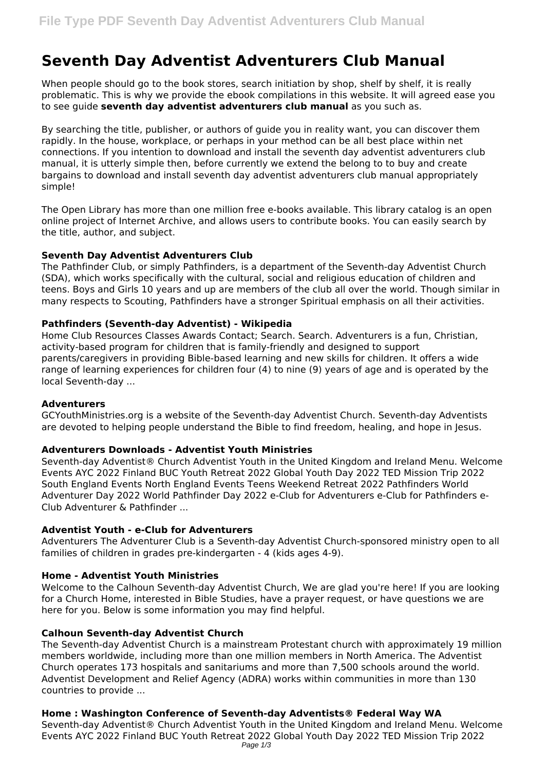# Seventh Day Adventist Adventurers Club Manual

When people should go to the book stores, search initiation by shop, shelf by shelf, it is really problematic. This is why we provide the ebook compilations in this website. It will agreed ease you to see guide **seventh day adventist adventurers club manual** as you such as.

By searching the title, publisher, or authors of guide you in reality want, you can discover them rapidly. In the house, workplace, or perhaps in your method can be all best place within net connections. If you intention to download and install the seventh day adventist adventurers club manual, it is utterly simple then, before currently we extend the belong to to buy and create bargains to download and install seventh day adventist adventurers club manual appropriately simple!

The Open Library has more than one million free e-books available. This library catalog is an open online project of Internet Archive, and allows users to contribute books. You can easily search by the title, author, and subject.

### Seventh Day Adventist Adventurers Club

The Pathfinder Club, or simply Pathfinders, is a department of the Seventh-day Adventist Church (SDA), which works specifically with the cultural, social and religious education of children and teens. Boys and Girls 10 years and up are members of the club all over the world. Though similar in many respects to Scouting, Pathfinders have a stronger Spiritual emphasis on all their activities.

### Pathfinders (Seventh-day Adventist) - Wikipedia

Home Club Resources Classes Awards Contact; Search. Search. Adventurers is a fun, Christian, activity-based program for children that is family-friendly and designed to support parents/caregivers in providing Bible-based learning and new skills for children. It offers a wide range of learning experiences for children four (4) to nine (9) years of age and is operated by the local Seventh-day ...

### Adventurers

GCYouthMinistries.org is a website of the Seventh-day Adventist Church. Seventh-day Adventists are devoted to helping people understand the Bible to find freedom, healing, and hope in Jesus.

### Adventurers Downloads - Adventist Youth Ministries

Seventh-day Adventist® Church Adventist Youth in the United Kingdom and Ireland Menu. Welcome Events AYC 2022 Finland BUC Youth Retreat 2022 Global Youth Day 2022 TED Mission Trip 2022 South England Events North England Events Teens Weekend Retreat 2022 Pathfinders World Adventurer Day 2022 World Pathfinder Day 2022 e-Club for Adventurers e-Club for Pathfinders e-Club Adventurer & Pathfinder ...

### Adventist Youth - e-Club for Adventurers

Adventurers The Adventurer Club is a Seventh-day Adventist Church-sponsored ministry open to all families of children in grades pre-kindergarten - 4 (kids ages 4-9).

### Home - Adventist Youth Ministries

Welcome to the Calhoun Seventh-day Adventist Church, We are glad you're here! If you are looking for a Church Home, interested in Bible Studies, have a prayer request, or have questions we are here for you. Below is some information you may find helpful.

### Calhoun Seventh-day Adventist Church

The Seventh-day Adventist Church is a mainstream Protestant church with approximately 19 million members worldwide, including more than one million members in North America. The Adventist Church operates 173 hospitals and sanitariums and more than 7,500 schools around the world. Adventist Development and Relief Agency (ADRA) works within communities in more than 130 countries to provide ...

### Home : Washington Conference of Seventh-day Adventists® Federal Way WA

Seventh-day Adventist® Church Adventist Youth in the United Kingdom and Ireland Menu. Welcome Events AYC 2022 Finland BUC Youth Retreat 2022 Global Youth Day 2022 TED Mission Trip 2022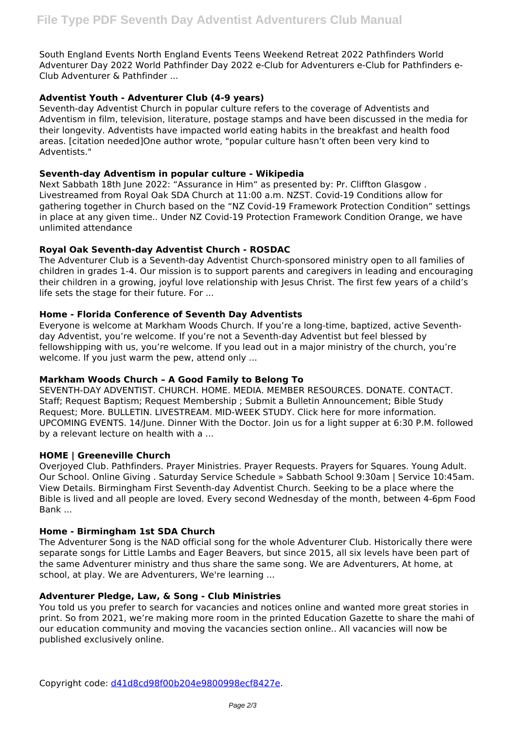South England Events North England Events Teens Weekend Retreat 2022 Pathfinders World Adventurer Day 2022 World Pathfinder Day 2022 e-Club for Adventurers e-Club for Pathfinders e-Club Adventurer & Pathfinder ...

### Adventist Youth - Adventurer Club (4-9 years)

Seventh-day Adventist Church in popular culture refers to the coverage of Adventists and Adventism in film, television, literature, postage stamps and have been discussed in the media for their longevity. Adventists have impacted world eating habits in the breakfast and health food areas. [citation needed]One author wrote, "popular culture hasn't often been very kind to Adventists."

### Seventh-day Adventism in popular culture - Wikipedia

Next Sabbath 18th June 2022: "Assurance in Him" as presented by: Pr. Cliffton Glasgow . Livestreamed from Royal Oak SDA Church at 11:00 a.m. NZST. Covid-19 Conditions allow for gathering together in Church based on the "NZ Covid-19 Framework Protection Condition" settings in place at any given time.. Under NZ Covid-19 Protection Framework Condition Orange, we have unlimited attendance

### Royal Oak Seventh-day Adventist Church - ROSDAC

The Adventurer Club is a Seventh-day Adventist Church-sponsored ministry open to all families of children in grades 1-4. Our mission is to support parents and caregivers in leading and encouraging their children in a growing, joyful love relationship with Jesus Christ. The first few years of a child's life sets the stage for their future. For ...

### Home - Florida Conference of Seventh Day Adventists

Everyone is welcome at Markham Woods Church. If you're a long-time, baptized, active Seventh-day Adventist, you're welcome. If you're not a Seventh-day Adventist but feel blessed by fellowshipping with us, you're welcome. If you lead out in a major ministry of the church, you're welcome. If you just warm the pew, attend only ...

### Markham Woods Church – A Good Family to Belong To

SEVENTH-DAY ADVENTIST. CHURCH. HOME. MEDIA. MEMBER RESOURCES. DONATE. CONTACT. Staff; Request Baptism; Request Membership ; Submit a Bulletin Announcement; Bible Study Request; More. BULLETIN. LIVESTREAM. MID-WEEK STUDY. Click here for more information. UPCOMING EVENTS. 14/June. Dinner With the Doctor. Join us for a light supper at 6:30 P.M. followed by a relevant lecture on health with a ...

### HOME | Greeneville Church

Overjoyed Club. Pathfinders. Prayer Ministries. Prayer Requests. Prayers for Squares. Young Adult. Our School. Online Giving . Saturday Service Schedule » Sabbath School 9:30am | Service 10:45am. View Details. Birmingham First Seventh-day Adventist Church. Seeking to be a place where the Bible is lived and all people are loved. Every second Wednesday of the month, between 4-6pm Food Bank ...

### Home - Birmingham 1st SDA Church

The Adventurer Song is the NAD official song for the whole Adventurer Club. Historically there were separate songs for Little Lambs and Eager Beavers, but since 2015, all six levels have been part of the same Adventurer ministry and thus share the same song. We are Adventurers, At home, at school, at play. We are Adventurers, We're learning ...

### Adventurer Pledge, Law, & Song - Club Ministries

You told us you prefer to search for vacancies and notices online and wanted more great stories in print. So from 2021, we're making more room in the printed Education Gazette to share the mahi of our education community and moving the vacancies section online.. All vacancies will now be published exclusively online.

Copyright code: d41d8cd98f00b204e9800998ecf8427e.